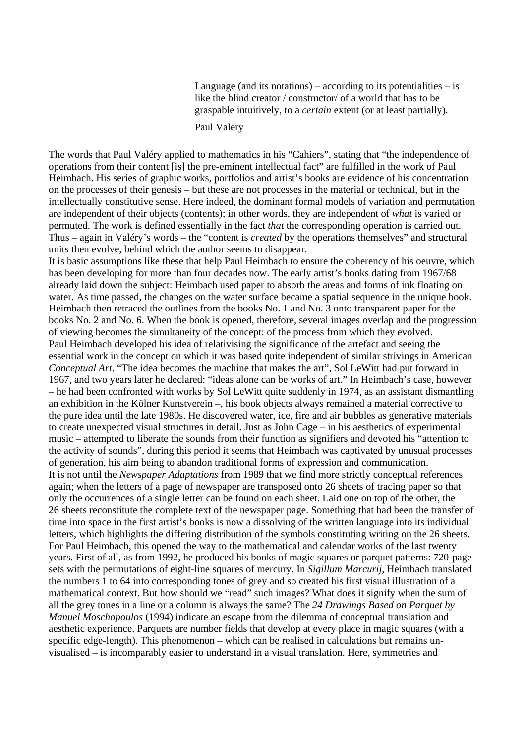> Language (and its notations) – according to its potentialities – is like the blind creator / constructor/ of a world that has to be graspable intuitively, to a *certain* extent (or at least partially).
>
> Paul Valéry

The words that Paul Valéry applied to mathematics in his “Cahiers”, stating that “the independence of operations from their content [is] the pre-eminent intellectual fact” are fulfilled in the work of Paul Heimbach. His series of graphic works, portfolios and artist’s books are evidence of his concentration on the processes of their genesis – but these are not processes in the material or technical, but in the intellectually constitutive sense. Here indeed, the dominant formal models of variation and permutation are independent of their objects (contents); in other words, they are independent of *what* is varied or permuted. The work is defined essentially in the fact *that* the corresponding operation is carried out. Thus – again in Valéry’s words – the “content is *created* by the operations themselves” and structural units then evolve, behind which the author seems to disappear.

It is basic assumptions like these that help Paul Heimbach to ensure the coherency of his oeuvre, which has been developing for more than four decades now. The early artist’s books dating from 1967/68 already laid down the subject: Heimbach used paper to absorb the areas and forms of ink floating on water. As time passed, the changes on the water surface became a spatial sequence in the unique book. Heimbach then retraced the outlines from the books No. 1 and No. 3 onto transparent paper for the books No. 2 and No. 6. When the book is opened, therefore, several images overlap and the progression of viewing becomes the simultaneity of the concept: of the process from which they evolved.

Paul Heimbach developed his idea of relativising the significance of the artefact and seeing the essential work in the concept on which it was based quite independent of similar strivings in American *Conceptual Art*. “The idea becomes the machine that makes the art”, Sol LeWitt had put forward in 1967, and two years later he declared: “ideas alone can be works of art.” In Heimbach’s case, however – he had been confronted with works by Sol LeWitt quite suddenly in 1974, as an assistant dismantling an exhibition in the Kölner Kunstverein –, his book objects always remained a material corrective to the pure idea until the late 1980s. He discovered water, ice, fire and air bubbles as generative materials to create unexpected visual structures in detail. Just as John Cage – in his aesthetics of experimental music – attempted to liberate the sounds from their function as signifiers and devoted his “attention to the activity of sounds”, during this period it seems that Heimbach was captivated by unusual processes of generation, his aim being to abandon traditional forms of expression and communication.

It is not until the *Newspaper Adaptations* from 1989 that we find more strictly conceptual references again; when the letters of a page of newspaper are transposed onto 26 sheets of tracing paper so that only the occurrences of a single letter can be found on each sheet. Laid one on top of the other, the 26 sheets reconstitute the complete text of the newspaper page. Something that had been the transfer of time into space in the first artist’s books is now a dissolving of the written language into its individual letters, which highlights the differing distribution of the symbols constituting writing on the 26 sheets. For Paul Heimbach, this opened the way to the mathematical and calendar works of the last twenty years. First of all, as from 1992, he produced his books of magic squares or parquet patterns: 720-page sets with the permutations of eight-line squares of mercury. In *Sigillum Marcurij*, Heimbach translated the numbers 1 to 64 into corresponding tones of grey and so created his first visual illustration of a mathematical context. But how should we “read” such images? What does it signify when the sum of all the grey tones in a line or a column is always the same? The *24 Drawings Based on Parquet by Manuel Moschopoulos* (1994) indicate an escape from the dilemma of conceptual translation and aesthetic experience. Parquets are number fields that develop at every place in magic squares (with a specific edge-length). This phenomenon – which can be realised in calculations but remains un-visualised – is incomparably easier to understand in a visual translation. Here, symmetries and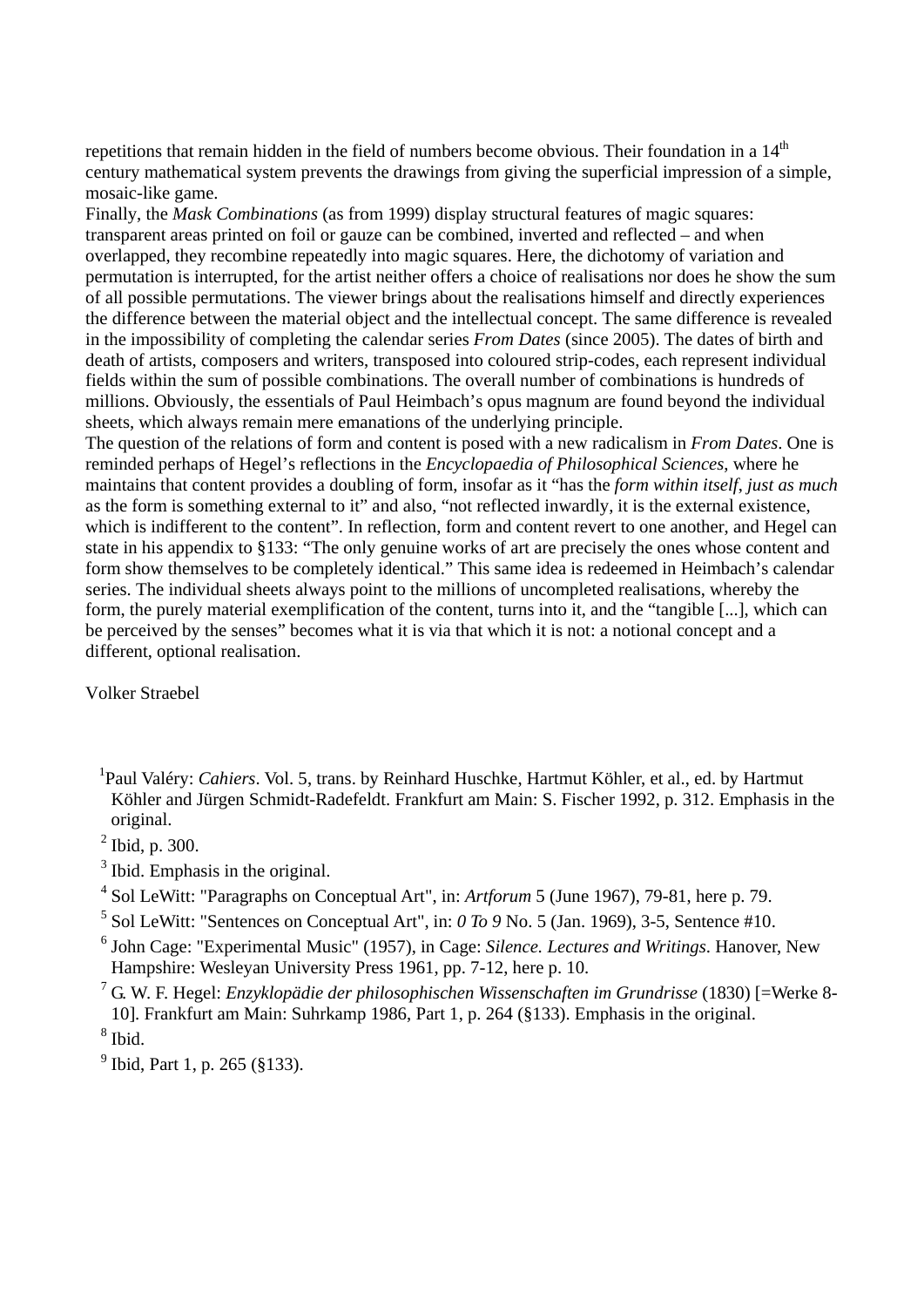repetitions that remain hidden in the field of numbers become obvious. Their foundation in a 14th century mathematical system prevents the drawings from giving the superficial impression of a simple, mosaic-like game.

Finally, the *Mask Combinations* (as from 1999) display structural features of magic squares: transparent areas printed on foil or gauze can be combined, inverted and reflected – and when overlapped, they recombine repeatedly into magic squares. Here, the dichotomy of variation and permutation is interrupted, for the artist neither offers a choice of realisations nor does he show the sum of all possible permutations. The viewer brings about the realisations himself and directly experiences the difference between the material object and the intellectual concept. The same difference is revealed in the impossibility of completing the calendar series *From Dates* (since 2005). The dates of birth and death of artists, composers and writers, transposed into coloured strip-codes, each represent individual fields within the sum of possible combinations. The overall number of combinations is hundreds of millions. Obviously, the essentials of Paul Heimbach's opus magnum are found beyond the individual sheets, which always remain mere emanations of the underlying principle.

The question of the relations of form and content is posed with a new radicalism in *From Dates*. One is reminded perhaps of Hegel's reflections in the *Encyclopaedia of Philosophical Sciences*, where he maintains that content provides a doubling of form, insofar as it "has the *form within itself*, *just as much* as the form is something external to it" and also, "not reflected inwardly, it is the external existence, which is indifferent to the content". In reflection, form and content revert to one another, and Hegel can state in his appendix to §133: "The only genuine works of art are precisely the ones whose content and form show themselves to be completely identical." This same idea is redeemed in Heimbach's calendar series. The individual sheets always point to the millions of uncompleted realisations, whereby the form, the purely material exemplification of the content, turns into it, and the "tangible [...], which can be perceived by the senses" becomes what it is via that which it is not: a notional concept and a different, optional realisation.

Volker Straebel

[1] Paul Valéry: *Cahiers*. Vol. 5, trans. by Reinhard Huschke, Hartmut Köhler, et al., ed. by Hartmut Köhler and Jürgen Schmidt-Radefeldt. Frankfurt am Main: S. Fischer 1992, p. 312. Emphasis in the original.

[2] Ibid, p. 300.

[3] Ibid. Emphasis in the original.

[4] Sol LeWitt: "Paragraphs on Conceptual Art", in: *Artforum* 5 (June 1967), 79-81, here p. 79.

[5] Sol LeWitt: "Sentences on Conceptual Art", in: *0 To 9* No. 5 (Jan. 1969), 3-5, Sentence #10.

[6] John Cage: "Experimental Music" (1957), in Cage: *Silence. Lectures and Writings*. Hanover, New Hampshire: Wesleyan University Press 1961, pp. 7-12, here p. 10.

[7] G. W. F. Hegel: *Enzyklopädie der philosophischen Wissenschaften im Grundrisse* (1830) [=Werke 8-10]. Frankfurt am Main: Suhrkamp 1986, Part 1, p. 264 (§133). Emphasis in the original.

[8] Ibid.

[9] Ibid, Part 1, p. 265 (§133).